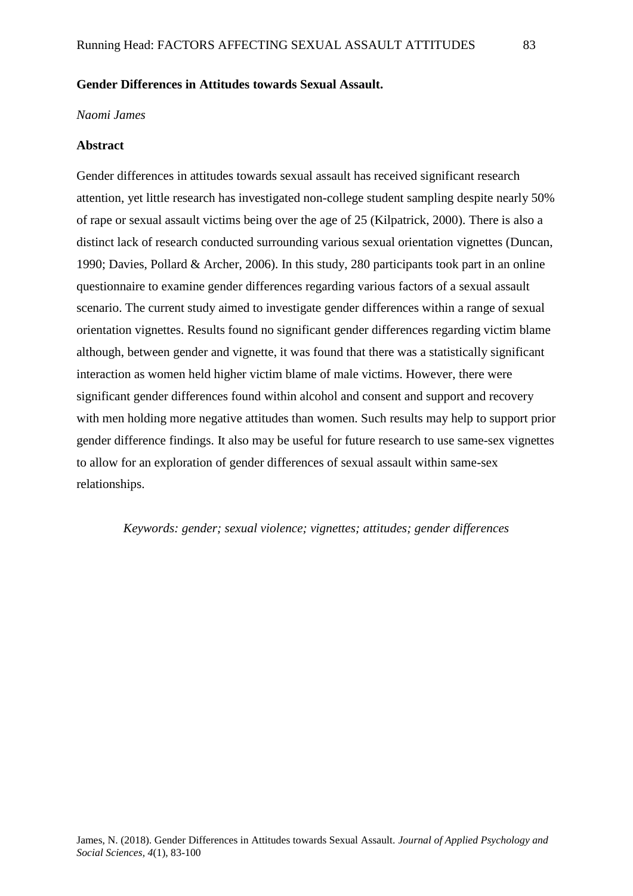**Gender Differences in Attitudes towards Sexual Assault.**

*Naomi James*

**Abstract**

Gender differences in attitudes towards sexual assault has received significant research attention, yet little research has investigated non-college student sampling despite nearly 50% of rape or sexual assault victims being over the age of 25 (Kilpatrick, 2000). There is also a distinct lack of research conducted surrounding various sexual orientation vignettes (Duncan, 1990; Davies, Pollard & Archer, 2006). In this study, 280 participants took part in an online questionnaire to examine gender differences regarding various factors of a sexual assault scenario. The current study aimed to investigate gender differences within a range of sexual orientation vignettes. Results found no significant gender differences regarding victim blame although, between gender and vignette, it was found that there was a statistically significant interaction as women held higher victim blame of male victims. However, there were significant gender differences found within alcohol and consent and support and recovery with men holding more negative attitudes than women. Such results may help to support prior gender difference findings. It also may be useful for future research to use same-sex vignettes to allow for an exploration of gender differences of sexual assault within same-sex relationships.

*Keywords: gender; sexual violence; vignettes; attitudes; gender differences*

James, N. (2018). Gender Differences in Attitudes towards Sexual Assault. *Journal of Applied Psychology and Social Sciences*, *4*(1), 83-100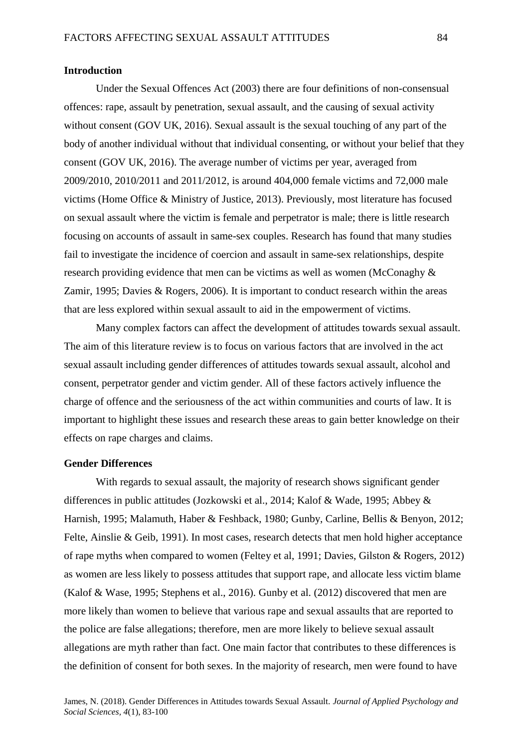**Introduction**

Under the Sexual Offences Act (2003) there are four definitions of non-consensual offences: rape, assault by penetration, sexual assault, and the causing of sexual activity without consent (GOV UK, 2016). Sexual assault is the sexual touching of any part of the body of another individual without that individual consenting, or without your belief that they consent (GOV UK, 2016). The average number of victims per year, averaged from 2009/2010, 2010/2011 and 2011/2012, is around 404,000 female victims and 72,000 male victims (Home Office & Ministry of Justice, 2013). Previously, most literature has focused on sexual assault where the victim is female and perpetrator is male; there is little research focusing on accounts of assault in same-sex couples. Research has found that many studies fail to investigate the incidence of coercion and assault in same-sex relationships, despite research providing evidence that men can be victims as well as women (McConaghy & Zamir, 1995; Davies & Rogers, 2006). It is important to conduct research within the areas that are less explored within sexual assault to aid in the empowerment of victims.

Many complex factors can affect the development of attitudes towards sexual assault. The aim of this literature review is to focus on various factors that are involved in the act sexual assault including gender differences of attitudes towards sexual assault, alcohol and consent, perpetrator gender and victim gender. All of these factors actively influence the charge of offence and the seriousness of the act within communities and courts of law. It is important to highlight these issues and research these areas to gain better knowledge on their effects on rape charges and claims.

**Gender Differences**

With regards to sexual assault, the majority of research shows significant gender differences in public attitudes (Jozkowski et al., 2014; Kalof & Wade, 1995; Abbey & Harnish, 1995; Malamuth, Haber & Feshback, 1980; Gunby, Carline, Bellis & Benyon, 2012; Felte, Ainslie & Geib, 1991). In most cases, research detects that men hold higher acceptance of rape myths when compared to women (Feltey et al, 1991; Davies, Gilston & Rogers, 2012) as women are less likely to possess attitudes that support rape, and allocate less victim blame (Kalof & Wase, 1995; Stephens et al., 2016). Gunby et al. (2012) discovered that men are more likely than women to believe that various rape and sexual assaults that are reported to the police are false allegations; therefore, men are more likely to believe sexual assault allegations are myth rather than fact. One main factor that contributes to these differences is the definition of consent for both sexes. In the majority of research, men were found to have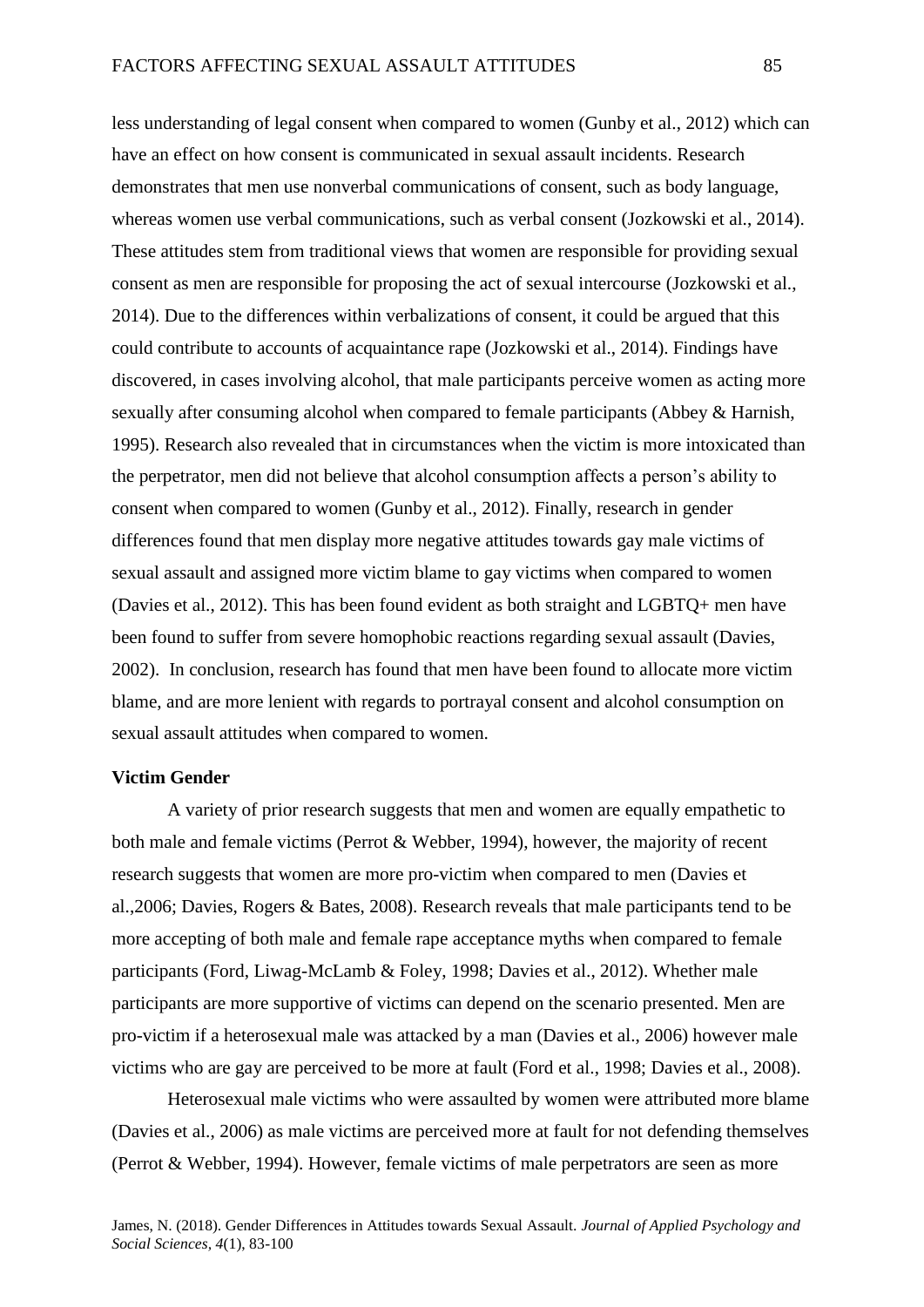less understanding of legal consent when compared to women (Gunby et al., 2012) which can have an effect on how consent is communicated in sexual assault incidents. Research demonstrates that men use nonverbal communications of consent, such as body language, whereas women use verbal communications, such as verbal consent (Jozkowski et al., 2014). These attitudes stem from traditional views that women are responsible for providing sexual consent as men are responsible for proposing the act of sexual intercourse (Jozkowski et al., 2014). Due to the differences within verbalizations of consent, it could be argued that this could contribute to accounts of acquaintance rape (Jozkowski et al., 2014). Findings have discovered, in cases involving alcohol, that male participants perceive women as acting more sexually after consuming alcohol when compared to female participants (Abbey & Harnish, 1995). Research also revealed that in circumstances when the victim is more intoxicated than the perpetrator, men did not believe that alcohol consumption affects a person's ability to consent when compared to women (Gunby et al., 2012). Finally, research in gender differences found that men display more negative attitudes towards gay male victims of sexual assault and assigned more victim blame to gay victims when compared to women (Davies et al., 2012). This has been found evident as both straight and LGBTQ+ men have been found to suffer from severe homophobic reactions regarding sexual assault (Davies, 2002). In conclusion, research has found that men have been found to allocate more victim blame, and are more lenient with regards to portrayal consent and alcohol consumption on sexual assault attitudes when compared to women.

### Victim Gender

A variety of prior research suggests that men and women are equally empathetic to both male and female victims (Perrot & Webber, 1994), however, the majority of recent research suggests that women are more pro-victim when compared to men (Davies et al.,2006; Davies, Rogers & Bates, 2008). Research reveals that male participants tend to be more accepting of both male and female rape acceptance myths when compared to female participants (Ford, Liwag-McLamb & Foley, 1998; Davies et al., 2012). Whether male participants are more supportive of victims can depend on the scenario presented. Men are pro-victim if a heterosexual male was attacked by a man (Davies et al., 2006) however male victims who are gay are perceived to be more at fault (Ford et al., 1998; Davies et al., 2008).

Heterosexual male victims who were assaulted by women were attributed more blame (Davies et al., 2006) as male victims are perceived more at fault for not defending themselves (Perrot & Webber, 1994). However, female victims of male perpetrators are seen as more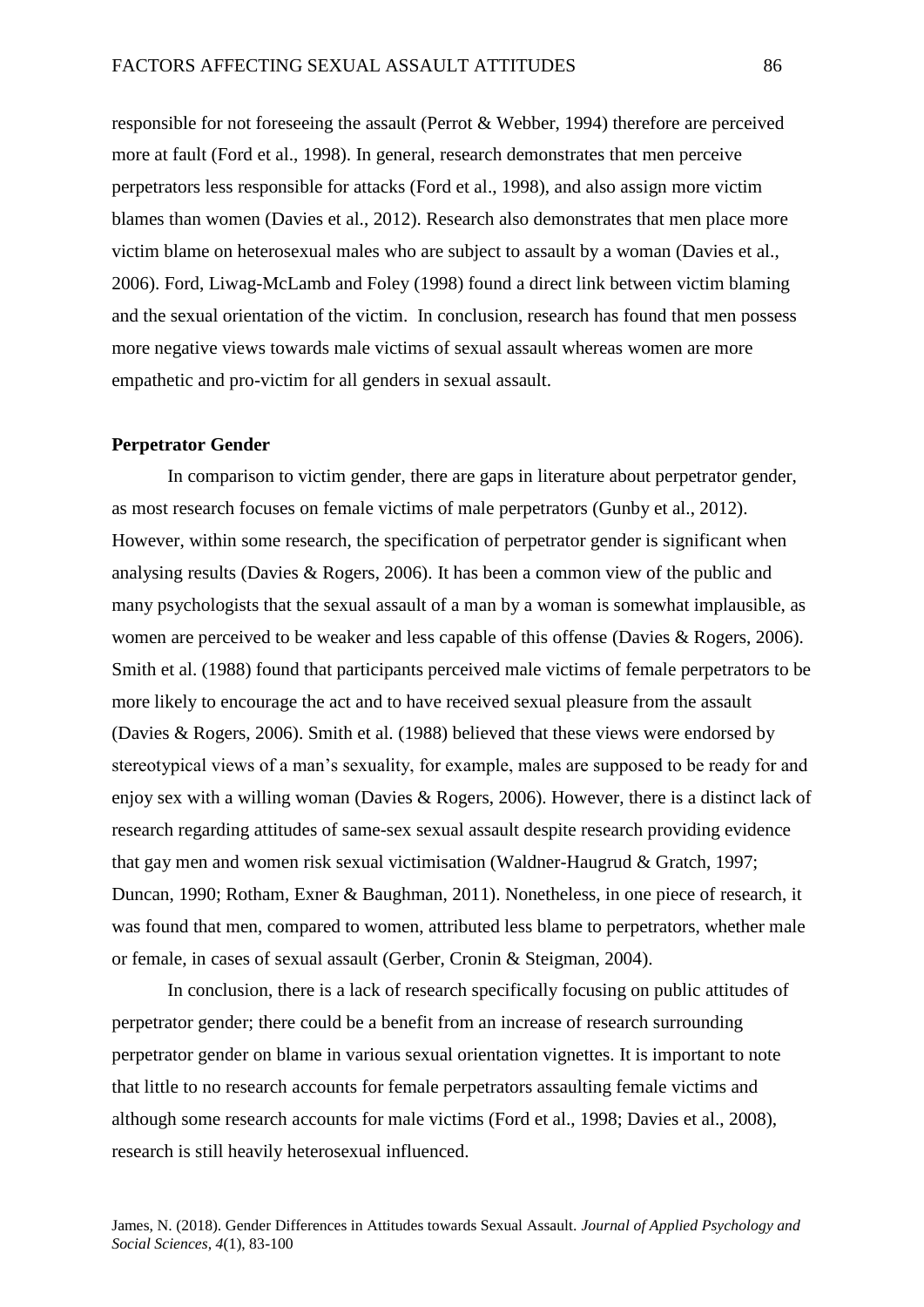responsible for not foreseeing the assault (Perrot & Webber, 1994) therefore are perceived more at fault (Ford et al., 1998). In general, research demonstrates that men perceive perpetrators less responsible for attacks (Ford et al., 1998), and also assign more victim blames than women (Davies et al., 2012). Research also demonstrates that men place more victim blame on heterosexual males who are subject to assault by a woman (Davies et al., 2006). Ford, Liwag-McLamb and Foley (1998) found a direct link between victim blaming and the sexual orientation of the victim. In conclusion, research has found that men possess more negative views towards male victims of sexual assault whereas women are more empathetic and pro-victim for all genders in sexual assault.

**Perpetrator Gender**

In comparison to victim gender, there are gaps in literature about perpetrator gender, as most research focuses on female victims of male perpetrators (Gunby et al., 2012). However, within some research, the specification of perpetrator gender is significant when analysing results (Davies & Rogers, 2006). It has been a common view of the public and many psychologists that the sexual assault of a man by a woman is somewhat implausible, as women are perceived to be weaker and less capable of this offense (Davies & Rogers, 2006). Smith et al. (1988) found that participants perceived male victims of female perpetrators to be more likely to encourage the act and to have received sexual pleasure from the assault (Davies & Rogers, 2006). Smith et al. (1988) believed that these views were endorsed by stereotypical views of a man's sexuality, for example, males are supposed to be ready for and enjoy sex with a willing woman (Davies & Rogers, 2006). However, there is a distinct lack of research regarding attitudes of same-sex sexual assault despite research providing evidence that gay men and women risk sexual victimisation (Waldner-Haugrud & Gratch, 1997; Duncan, 1990; Rotham, Exner & Baughman, 2011). Nonetheless, in one piece of research, it was found that men, compared to women, attributed less blame to perpetrators, whether male or female, in cases of sexual assault (Gerber, Cronin & Steigman, 2004).

In conclusion, there is a lack of research specifically focusing on public attitudes of perpetrator gender; there could be a benefit from an increase of research surrounding perpetrator gender on blame in various sexual orientation vignettes. It is important to note that little to no research accounts for female perpetrators assaulting female victims and although some research accounts for male victims (Ford et al., 1998; Davies et al., 2008), research is still heavily heterosexual influenced.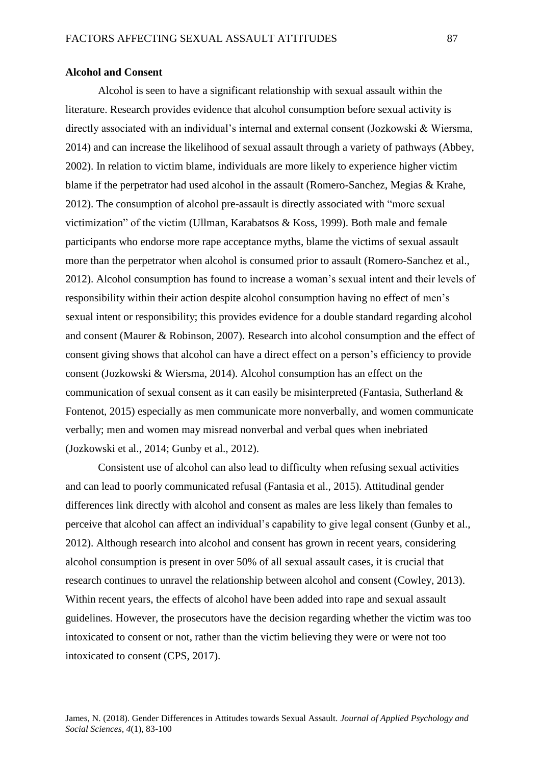**Alcohol and Consent**

Alcohol is seen to have a significant relationship with sexual assault within the literature. Research provides evidence that alcohol consumption before sexual activity is directly associated with an individual's internal and external consent (Jozkowski & Wiersma, 2014) and can increase the likelihood of sexual assault through a variety of pathways (Abbey, 2002). In relation to victim blame, individuals are more likely to experience higher victim blame if the perpetrator had used alcohol in the assault (Romero-Sanchez, Megias & Krahe, 2012). The consumption of alcohol pre-assault is directly associated with "more sexual victimization" of the victim (Ullman, Karabatsos & Koss, 1999). Both male and female participants who endorse more rape acceptance myths, blame the victims of sexual assault more than the perpetrator when alcohol is consumed prior to assault (Romero-Sanchez et al., 2012). Alcohol consumption has found to increase a woman's sexual intent and their levels of responsibility within their action despite alcohol consumption having no effect of men's sexual intent or responsibility; this provides evidence for a double standard regarding alcohol and consent (Maurer & Robinson, 2007). Research into alcohol consumption and the effect of consent giving shows that alcohol can have a direct effect on a person's efficiency to provide consent (Jozkowski & Wiersma, 2014). Alcohol consumption has an effect on the communication of sexual consent as it can easily be misinterpreted (Fantasia, Sutherland & Fontenot, 2015) especially as men communicate more nonverbally, and women communicate verbally; men and women may misread nonverbal and verbal ques when inebriated (Jozkowski et al., 2014; Gunby et al., 2012).

Consistent use of alcohol can also lead to difficulty when refusing sexual activities and can lead to poorly communicated refusal (Fantasia et al., 2015). Attitudinal gender differences link directly with alcohol and consent as males are less likely than females to perceive that alcohol can affect an individual's capability to give legal consent (Gunby et al., 2012). Although research into alcohol and consent has grown in recent years, considering alcohol consumption is present in over 50% of all sexual assault cases, it is crucial that research continues to unravel the relationship between alcohol and consent (Cowley, 2013). Within recent years, the effects of alcohol have been added into rape and sexual assault guidelines. However, the prosecutors have the decision regarding whether the victim was too intoxicated to consent or not, rather than the victim believing they were or were not too intoxicated to consent (CPS, 2017).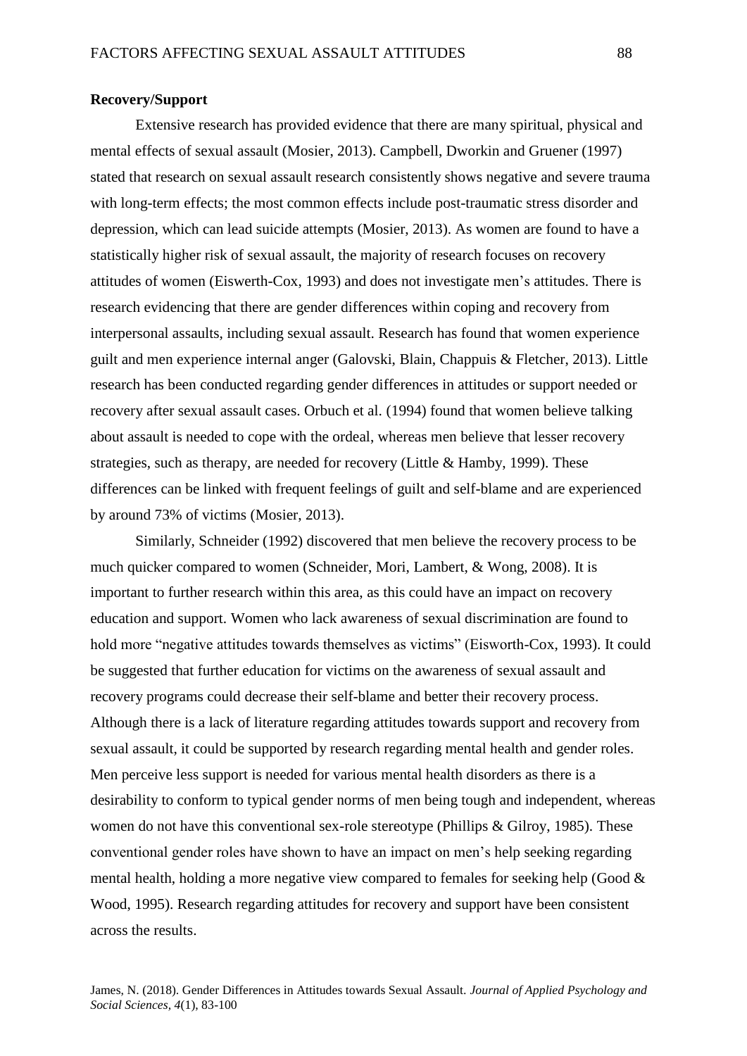**Recovery/Support**

Extensive research has provided evidence that there are many spiritual, physical and mental effects of sexual assault (Mosier, 2013). Campbell, Dworkin and Gruener (1997) stated that research on sexual assault research consistently shows negative and severe trauma with long-term effects; the most common effects include post-traumatic stress disorder and depression, which can lead suicide attempts (Mosier, 2013). As women are found to have a statistically higher risk of sexual assault, the majority of research focuses on recovery attitudes of women (Eiswerth-Cox, 1993) and does not investigate men's attitudes. There is research evidencing that there are gender differences within coping and recovery from interpersonal assaults, including sexual assault. Research has found that women experience guilt and men experience internal anger (Galovski, Blain, Chappuis & Fletcher, 2013). Little research has been conducted regarding gender differences in attitudes or support needed or recovery after sexual assault cases. Orbuch et al. (1994) found that women believe talking about assault is needed to cope with the ordeal, whereas men believe that lesser recovery strategies, such as therapy, are needed for recovery (Little & Hamby, 1999). These differences can be linked with frequent feelings of guilt and self-blame and are experienced by around 73% of victims (Mosier, 2013).

Similarly, Schneider (1992) discovered that men believe the recovery process to be much quicker compared to women (Schneider, Mori, Lambert, & Wong, 2008). It is important to further research within this area, as this could have an impact on recovery education and support. Women who lack awareness of sexual discrimination are found to hold more "negative attitudes towards themselves as victims" (Eisworth-Cox, 1993). It could be suggested that further education for victims on the awareness of sexual assault and recovery programs could decrease their self-blame and better their recovery process. Although there is a lack of literature regarding attitudes towards support and recovery from sexual assault, it could be supported by research regarding mental health and gender roles. Men perceive less support is needed for various mental health disorders as there is a desirability to conform to typical gender norms of men being tough and independent, whereas women do not have this conventional sex-role stereotype (Phillips & Gilroy, 1985). These conventional gender roles have shown to have an impact on men's help seeking regarding mental health, holding a more negative view compared to females for seeking help (Good & Wood, 1995). Research regarding attitudes for recovery and support have been consistent across the results.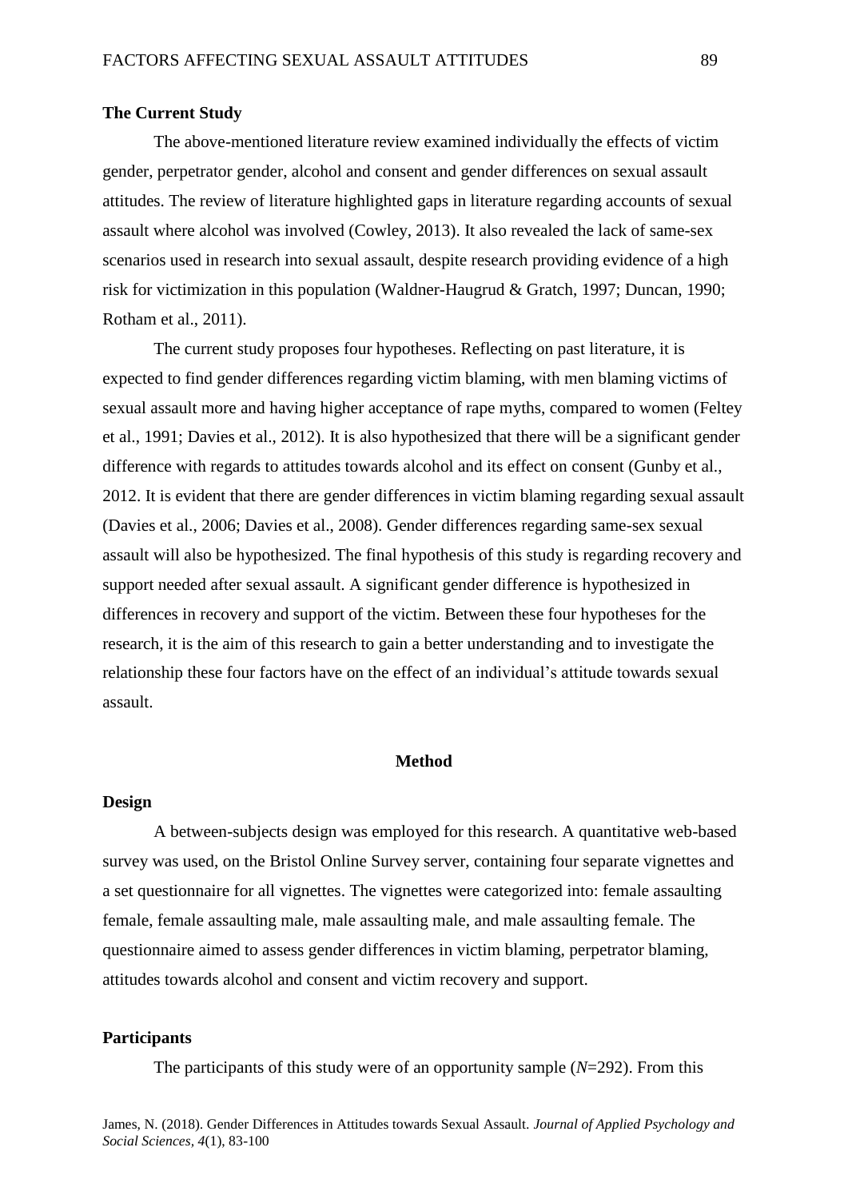**The Current Study**

The above-mentioned literature review examined individually the effects of victim gender, perpetrator gender, alcohol and consent and gender differences on sexual assault attitudes. The review of literature highlighted gaps in literature regarding accounts of sexual assault where alcohol was involved (Cowley, 2013). It also revealed the lack of same-sex scenarios used in research into sexual assault, despite research providing evidence of a high risk for victimization in this population (Waldner-Haugrud & Gratch, 1997; Duncan, 1990; Rotham et al., 2011).

The current study proposes four hypotheses. Reflecting on past literature, it is expected to find gender differences regarding victim blaming, with men blaming victims of sexual assault more and having higher acceptance of rape myths, compared to women (Feltey et al., 1991; Davies et al., 2012). It is also hypothesized that there will be a significant gender difference with regards to attitudes towards alcohol and its effect on consent (Gunby et al., 2012. It is evident that there are gender differences in victim blaming regarding sexual assault (Davies et al., 2006; Davies et al., 2008). Gender differences regarding same-sex sexual assault will also be hypothesized. The final hypothesis of this study is regarding recovery and support needed after sexual assault. A significant gender difference is hypothesized in differences in recovery and support of the victim. Between these four hypotheses for the research, it is the aim of this research to gain a better understanding and to investigate the relationship these four factors have on the effect of an individual's attitude towards sexual assault.

## Method

**Design**

A between-subjects design was employed for this research. A quantitative web-based survey was used, on the Bristol Online Survey server, containing four separate vignettes and a set questionnaire for all vignettes. The vignettes were categorized into: female assaulting female, female assaulting male, male assaulting male, and male assaulting female. The questionnaire aimed to assess gender differences in victim blaming, perpetrator blaming, attitudes towards alcohol and consent and victim recovery and support.

**Participants**

The participants of this study were of an opportunity sample (*N*=292). From this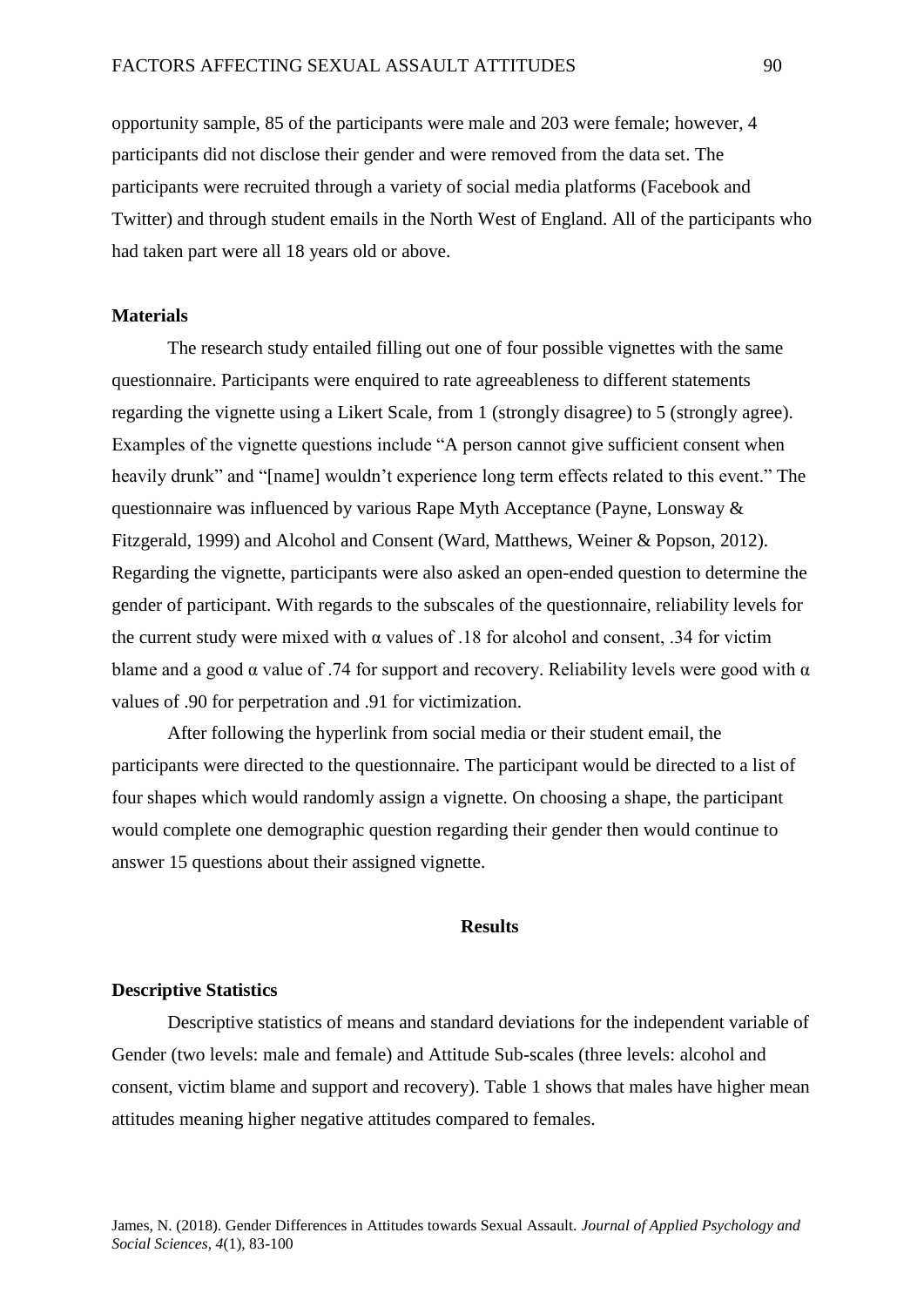opportunity sample, 85 of the participants were male and 203 were female; however, 4 participants did not disclose their gender and were removed from the data set. The participants were recruited through a variety of social media platforms (Facebook and Twitter) and through student emails in the North West of England. All of the participants who had taken part were all 18 years old or above.

### Materials

The research study entailed filling out one of four possible vignettes with the same questionnaire. Participants were enquired to rate agreeableness to different statements regarding the vignette using a Likert Scale, from 1 (strongly disagree) to 5 (strongly agree). Examples of the vignette questions include "A person cannot give sufficient consent when heavily drunk" and "[name] wouldn't experience long term effects related to this event." The questionnaire was influenced by various Rape Myth Acceptance (Payne, Lonsway & Fitzgerald, 1999) and Alcohol and Consent (Ward, Matthews, Weiner & Popson, 2012). Regarding the vignette, participants were also asked an open-ended question to determine the gender of participant. With regards to the subscales of the questionnaire, reliability levels for the current study were mixed with $\alpha$ values of .18 for alcohol and consent, .34 for victim blame and a good $\alpha$ value of .74 for support and recovery. Reliability levels were good with $\alpha$ values of .90 for perpetration and .91 for victimization.

After following the hyperlink from social media or their student email, the participants were directed to the questionnaire. The participant would be directed to a list of four shapes which would randomly assign a vignette. On choosing a shape, the participant would complete one demographic question regarding their gender then would continue to answer 15 questions about their assigned vignette.

## Results

### Descriptive Statistics

Descriptive statistics of means and standard deviations for the independent variable of Gender (two levels: male and female) and Attitude Sub-scales (three levels: alcohol and consent, victim blame and support and recovery). Table 1 shows that males have higher mean attitudes meaning higher negative attitudes compared to females.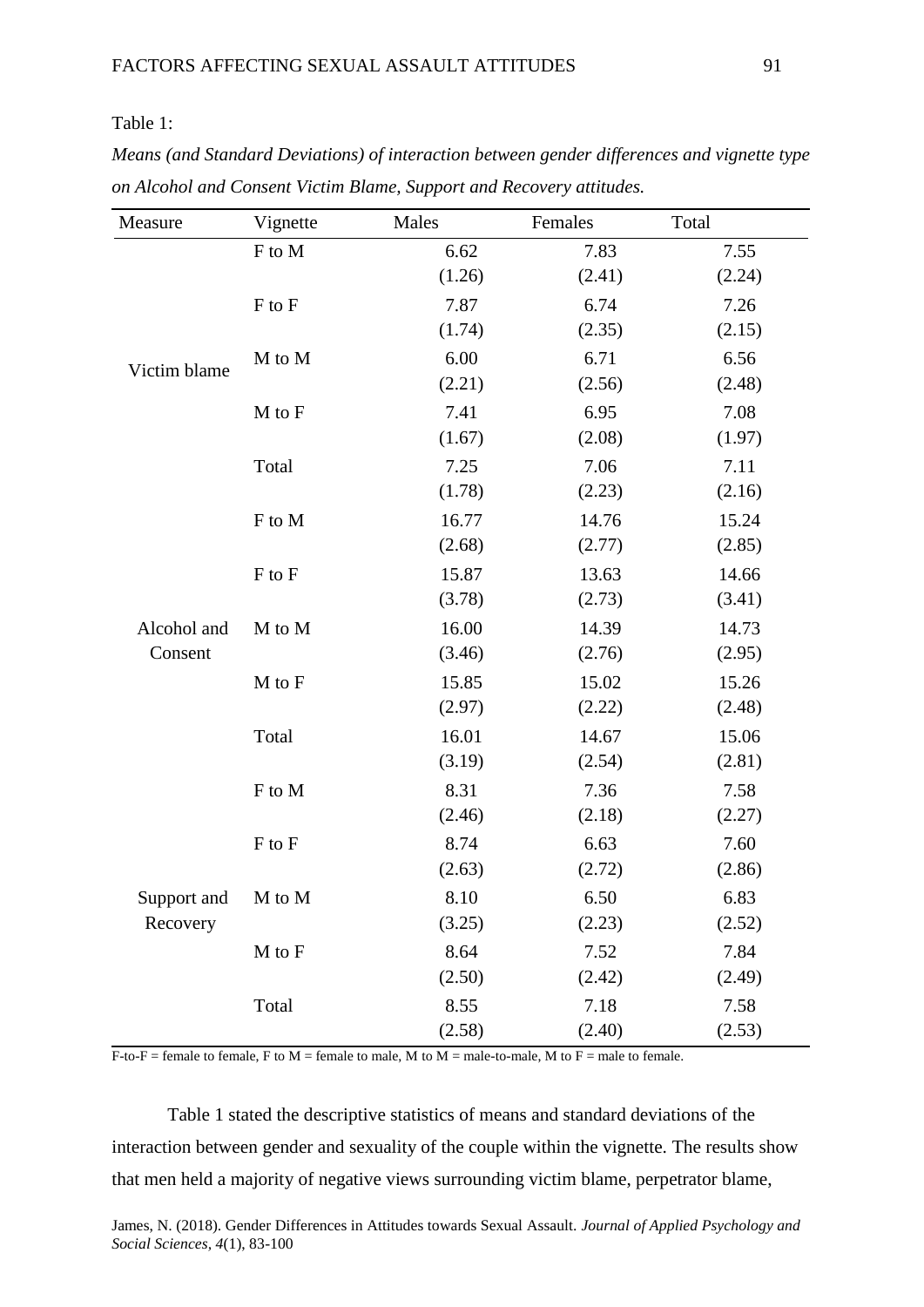Table 1:

*Means (and Standard Deviations) of interaction between gender differences and vignette type on Alcohol and Consent Victim Blame, Support and Recovery attitudes.*

| Measure | Vignette | Males | Females | Total |
|---|---|---|---|---|
| Victim blame | F to M | 6.62 (1.26) | 7.83 (2.41) | 7.55 (2.24) |
| | F to F | 7.87 (1.74) | 6.74 (2.35) | 7.26 (2.15) |
| | M to M | 6.00 (2.21) | 6.71 (2.56) | 6.56 (2.48) |
| | M to F | 7.41 (1.67) | 6.95 (2.08) | 7.08 (1.97) |
| | Total | 7.25 (1.78) | 7.06 (2.23) | 7.11 (2.16) |
| Alcohol and Consent | F to M | 16.77 (2.68) | 14.76 (2.77) | 15.24 (2.85) |
| | F to F | 15.87 (3.78) | 13.63 (2.73) | 14.66 (3.41) |
| | M to M | 16.00 (3.46) | 14.39 (2.76) | 14.73 (2.95) |
| | M to F | 15.85 (2.97) | 15.02 (2.22) | 15.26 (2.48) |
| | Total | 16.01 (3.19) | 14.67 (2.54) | 15.06 (2.81) |
| Support and Recovery | F to M | 8.31 (2.46) | 7.36 (2.18) | 7.58 (2.27) |
| | F to F | 8.74 (2.63) | 6.63 (2.72) | 7.60 (2.86) |
| | M to M | 8.10 (3.25) | 6.50 (2.23) | 6.83 (2.52) |
| | M to F | 8.64 (2.50) | 7.52 (2.42) | 7.84 (2.49) |
| | Total | 8.55 (2.58) | 7.18 (2.40) | 7.58 (2.53) |

F-to-F = female to female, F to M = female to male, M to M = male-to-male, M to F = male to female.

Table 1 stated the descriptive statistics of means and standard deviations of the interaction between gender and sexuality of the couple within the vignette. The results show that men held a majority of negative views surrounding victim blame, perpetrator blame,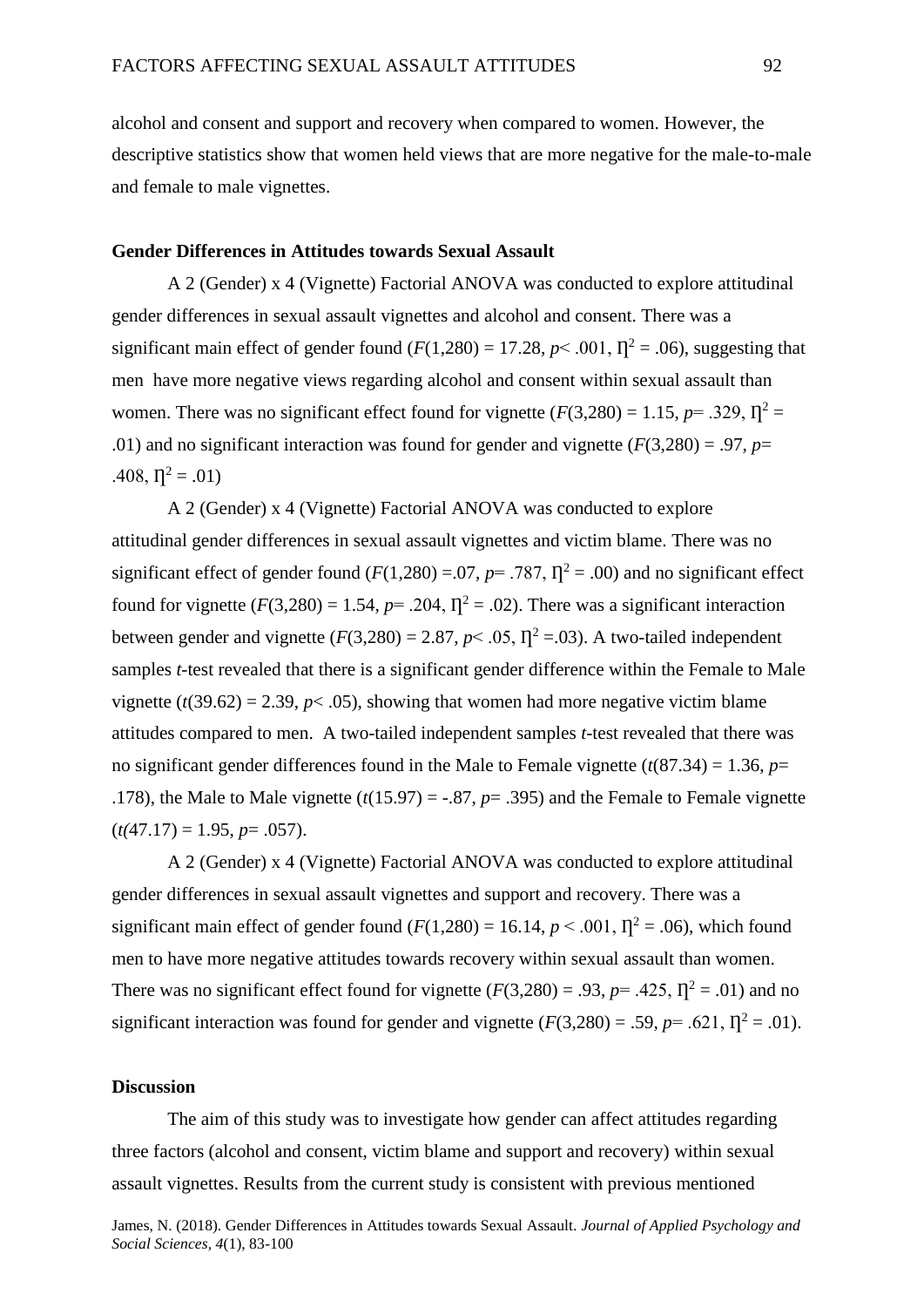alcohol and consent and support and recovery when compared to women. However, the descriptive statistics show that women held views that are more negative for the male-to-male and female to male vignettes.

**Gender Differences in Attitudes towards Sexual Assault**

A 2 (Gender) x 4 (Vignette) Factorial ANOVA was conducted to explore attitudinal gender differences in sexual assault vignettes and alcohol and consent. There was a significant main effect of gender found ($F(1,280) = 17.28$, $p < .001$, $\eta^2 = .06$), suggesting that men have more negative views regarding alcohol and consent within sexual assault than women. There was no significant effect found for vignette ($F(3,280) = 1.15$, $p = .329$, $\eta^2 = .01$) and no significant interaction was found for gender and vignette ($F(3,280) = .97$, $p = .408$, $\eta^2 = .01$)

A 2 (Gender) x 4 (Vignette) Factorial ANOVA was conducted to explore attitudinal gender differences in sexual assault vignettes and victim blame. There was no significant effect of gender found ($F(1,280) = .07$, $p = .787$, $\eta^2 = .00$) and no significant effect found for vignette ($F(3,280) = 1.54$, $p = .204$, $\eta^2 = .02$). There was a significant interaction between gender and vignette ($F(3,280) = 2.87$, $p < .05$, $\eta^2 = .03$). A two-tailed independent samples *t*-test revealed that there is a significant gender difference within the Female to Male vignette ($t(39.62) = 2.39$, $p < .05$), showing that women had more negative victim blame attitudes compared to men. A two-tailed independent samples *t*-test revealed that there was no significant gender differences found in the Male to Female vignette ($t(87.34) = 1.36$, $p = .178$), the Male to Male vignette ($t(15.97) = -.87$, $p = .395$) and the Female to Female vignette ($t(47.17) = 1.95$, $p = .057$).

A 2 (Gender) x 4 (Vignette) Factorial ANOVA was conducted to explore attitudinal gender differences in sexual assault vignettes and support and recovery. There was a significant main effect of gender found ($F(1,280) = 16.14$, $p < .001$, $\eta^2 = .06$), which found men to have more negative attitudes towards recovery within sexual assault than women. There was no significant effect found for vignette ($F(3,280) = .93$, $p = .425$, $\eta^2 = .01$) and no significant interaction was found for gender and vignette ($F(3,280) = .59$, $p = .621$, $\eta^2 = .01$).

**Discussion**

The aim of this study was to investigate how gender can affect attitudes regarding three factors (alcohol and consent, victim blame and support and recovery) within sexual assault vignettes. Results from the current study is consistent with previous mentioned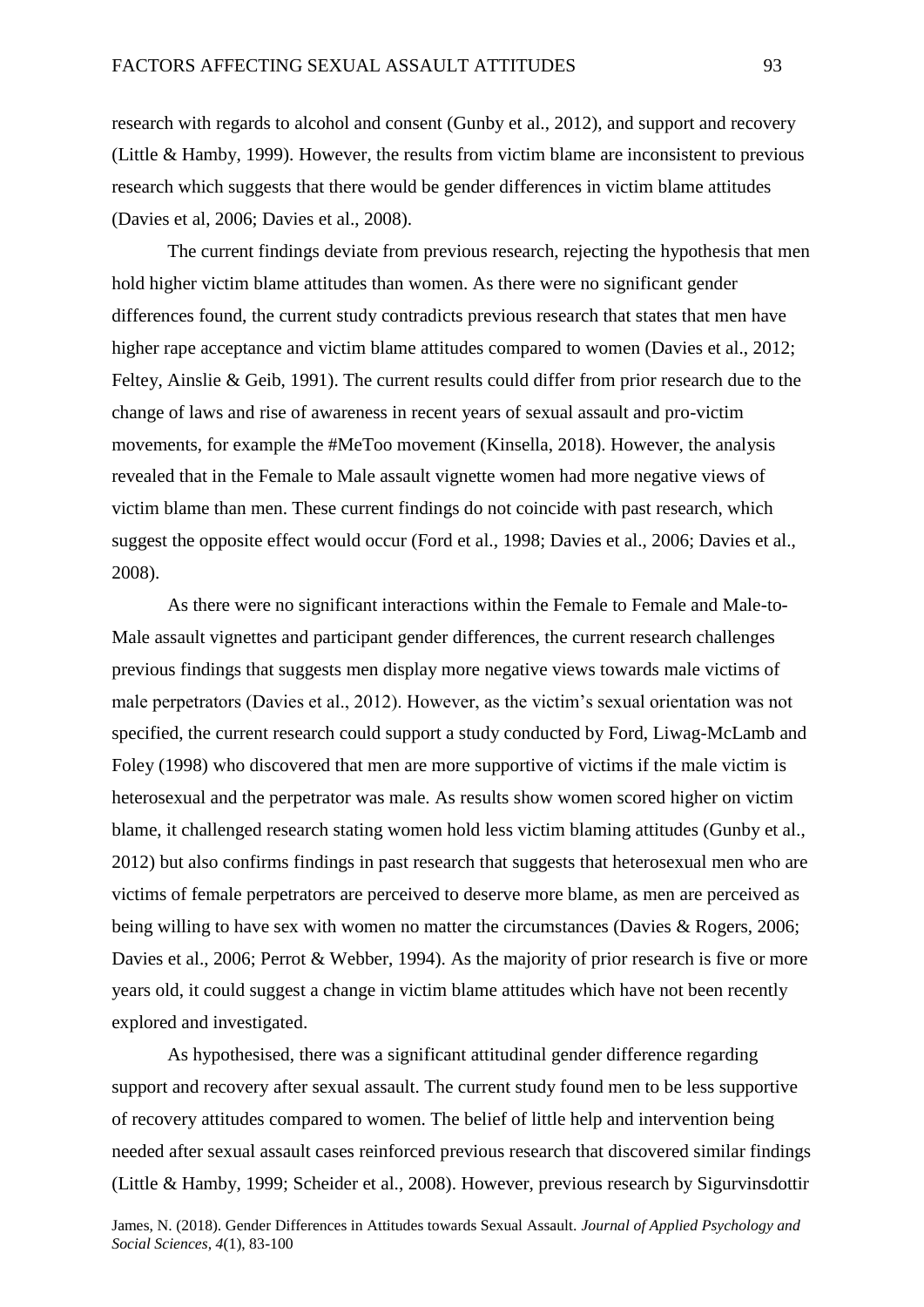research with regards to alcohol and consent (Gunby et al., 2012), and support and recovery (Little & Hamby, 1999). However, the results from victim blame are inconsistent to previous research which suggests that there would be gender differences in victim blame attitudes (Davies et al, 2006; Davies et al., 2008).

The current findings deviate from previous research, rejecting the hypothesis that men hold higher victim blame attitudes than women. As there were no significant gender differences found, the current study contradicts previous research that states that men have higher rape acceptance and victim blame attitudes compared to women (Davies et al., 2012; Feltey, Ainslie & Geib, 1991). The current results could differ from prior research due to the change of laws and rise of awareness in recent years of sexual assault and pro-victim movements, for example the #MeToo movement (Kinsella, 2018). However, the analysis revealed that in the Female to Male assault vignette women had more negative views of victim blame than men. These current findings do not coincide with past research, which suggest the opposite effect would occur (Ford et al., 1998; Davies et al., 2006; Davies et al., 2008).

As there were no significant interactions within the Female to Female and Male-to-Male assault vignettes and participant gender differences, the current research challenges previous findings that suggests men display more negative views towards male victims of male perpetrators (Davies et al., 2012). However, as the victim's sexual orientation was not specified, the current research could support a study conducted by Ford, Liwag-McLamb and Foley (1998) who discovered that men are more supportive of victims if the male victim is heterosexual and the perpetrator was male. As results show women scored higher on victim blame, it challenged research stating women hold less victim blaming attitudes (Gunby et al., 2012) but also confirms findings in past research that suggests that heterosexual men who are victims of female perpetrators are perceived to deserve more blame, as men are perceived as being willing to have sex with women no matter the circumstances (Davies & Rogers, 2006; Davies et al., 2006; Perrot & Webber, 1994). As the majority of prior research is five or more years old, it could suggest a change in victim blame attitudes which have not been recently explored and investigated.

As hypothesised, there was a significant attitudinal gender difference regarding support and recovery after sexual assault. The current study found men to be less supportive of recovery attitudes compared to women. The belief of little help and intervention being needed after sexual assault cases reinforced previous research that discovered similar findings (Little & Hamby, 1999; Scheider et al., 2008). However, previous research by Sigurvinsdottir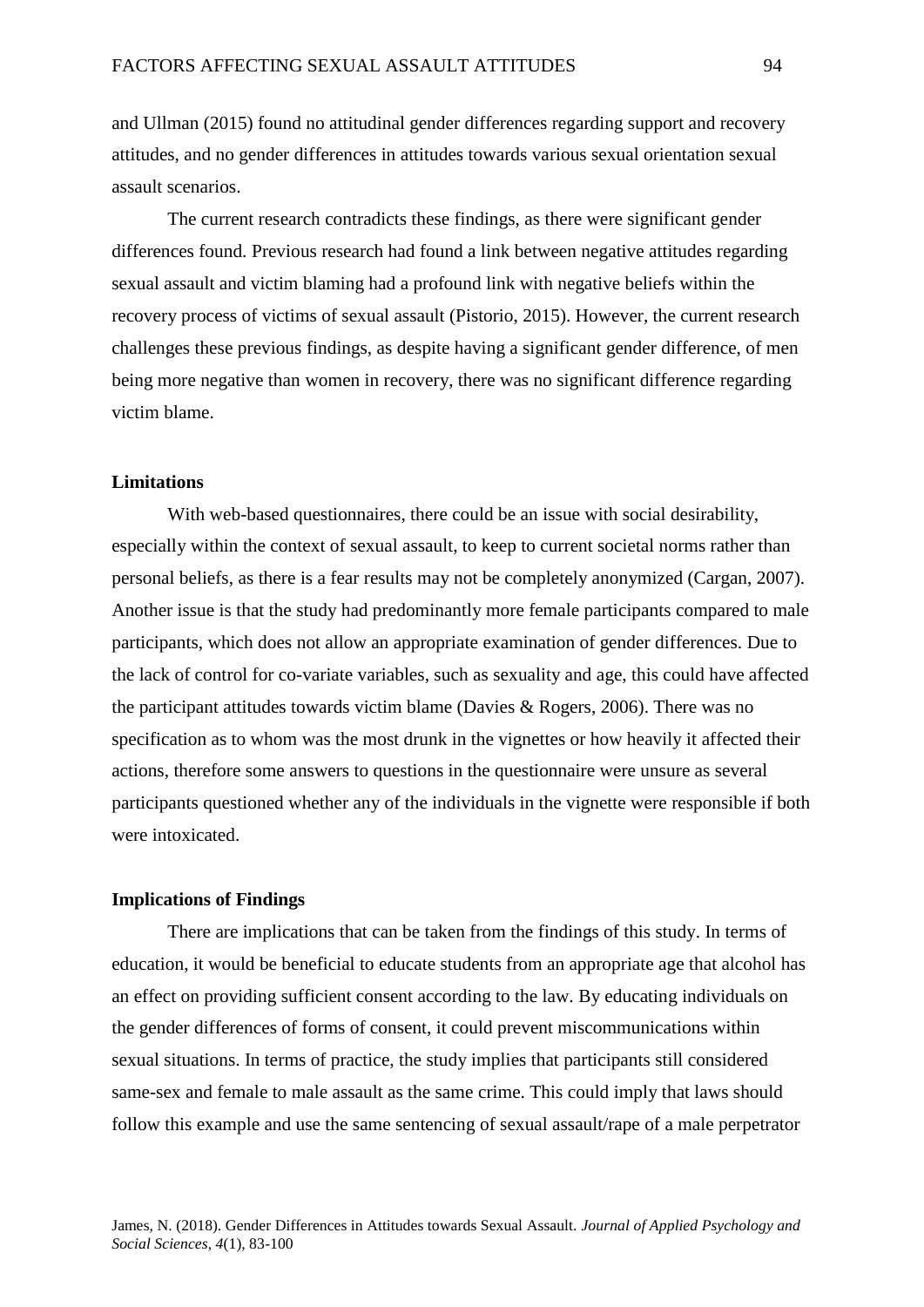and Ullman (2015) found no attitudinal gender differences regarding support and recovery attitudes, and no gender differences in attitudes towards various sexual orientation sexual assault scenarios.

The current research contradicts these findings, as there were significant gender differences found. Previous research had found a link between negative attitudes regarding sexual assault and victim blaming had a profound link with negative beliefs within the recovery process of victims of sexual assault (Pistorio, 2015). However, the current research challenges these previous findings, as despite having a significant gender difference, of men being more negative than women in recovery, there was no significant difference regarding victim blame.

### Limitations

With web-based questionnaires, there could be an issue with social desirability, especially within the context of sexual assault, to keep to current societal norms rather than personal beliefs, as there is a fear results may not be completely anonymized (Cargan, 2007). Another issue is that the study had predominantly more female participants compared to male participants, which does not allow an appropriate examination of gender differences. Due to the lack of control for co-variate variables, such as sexuality and age, this could have affected the participant attitudes towards victim blame (Davies & Rogers, 2006). There was no specification as to whom was the most drunk in the vignettes or how heavily it affected their actions, therefore some answers to questions in the questionnaire were unsure as several participants questioned whether any of the individuals in the vignette were responsible if both were intoxicated.

### Implications of Findings

There are implications that can be taken from the findings of this study. In terms of education, it would be beneficial to educate students from an appropriate age that alcohol has an effect on providing sufficient consent according to the law. By educating individuals on the gender differences of forms of consent, it could prevent miscommunications within sexual situations. In terms of practice, the study implies that participants still considered same-sex and female to male assault as the same crime. This could imply that laws should follow this example and use the same sentencing of sexual assault/rape of a male perpetrator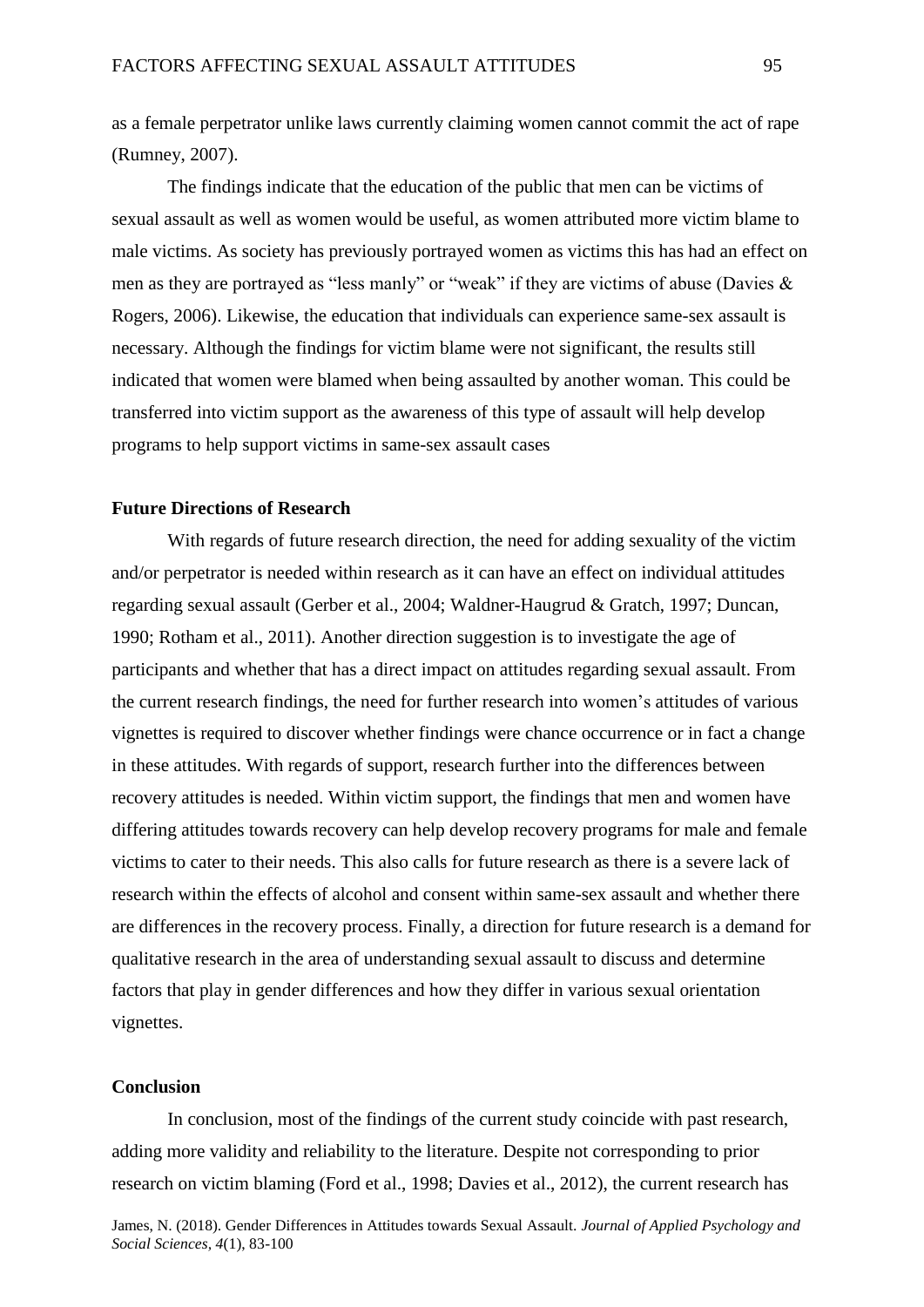as a female perpetrator unlike laws currently claiming women cannot commit the act of rape (Rumney, 2007).

The findings indicate that the education of the public that men can be victims of sexual assault as well as women would be useful, as women attributed more victim blame to male victims. As society has previously portrayed women as victims this has had an effect on men as they are portrayed as "less manly" or "weak" if they are victims of abuse (Davies & Rogers, 2006). Likewise, the education that individuals can experience same-sex assault is necessary. Although the findings for victim blame were not significant, the results still indicated that women were blamed when being assaulted by another woman. This could be transferred into victim support as the awareness of this type of assault will help develop programs to help support victims in same-sex assault cases

### Future Directions of Research

With regards of future research direction, the need for adding sexuality of the victim and/or perpetrator is needed within research as it can have an effect on individual attitudes regarding sexual assault (Gerber et al., 2004; Waldner-Haugrud & Gratch, 1997; Duncan, 1990; Rotham et al., 2011). Another direction suggestion is to investigate the age of participants and whether that has a direct impact on attitudes regarding sexual assault. From the current research findings, the need for further research into women's attitudes of various vignettes is required to discover whether findings were chance occurrence or in fact a change in these attitudes. With regards of support, research further into the differences between recovery attitudes is needed. Within victim support, the findings that men and women have differing attitudes towards recovery can help develop recovery programs for male and female victims to cater to their needs. This also calls for future research as there is a severe lack of research within the effects of alcohol and consent within same-sex assault and whether there are differences in the recovery process. Finally, a direction for future research is a demand for qualitative research in the area of understanding sexual assault to discuss and determine factors that play in gender differences and how they differ in various sexual orientation vignettes.

### Conclusion

In conclusion, most of the findings of the current study coincide with past research, adding more validity and reliability to the literature. Despite not corresponding to prior research on victim blaming (Ford et al., 1998; Davies et al., 2012), the current research has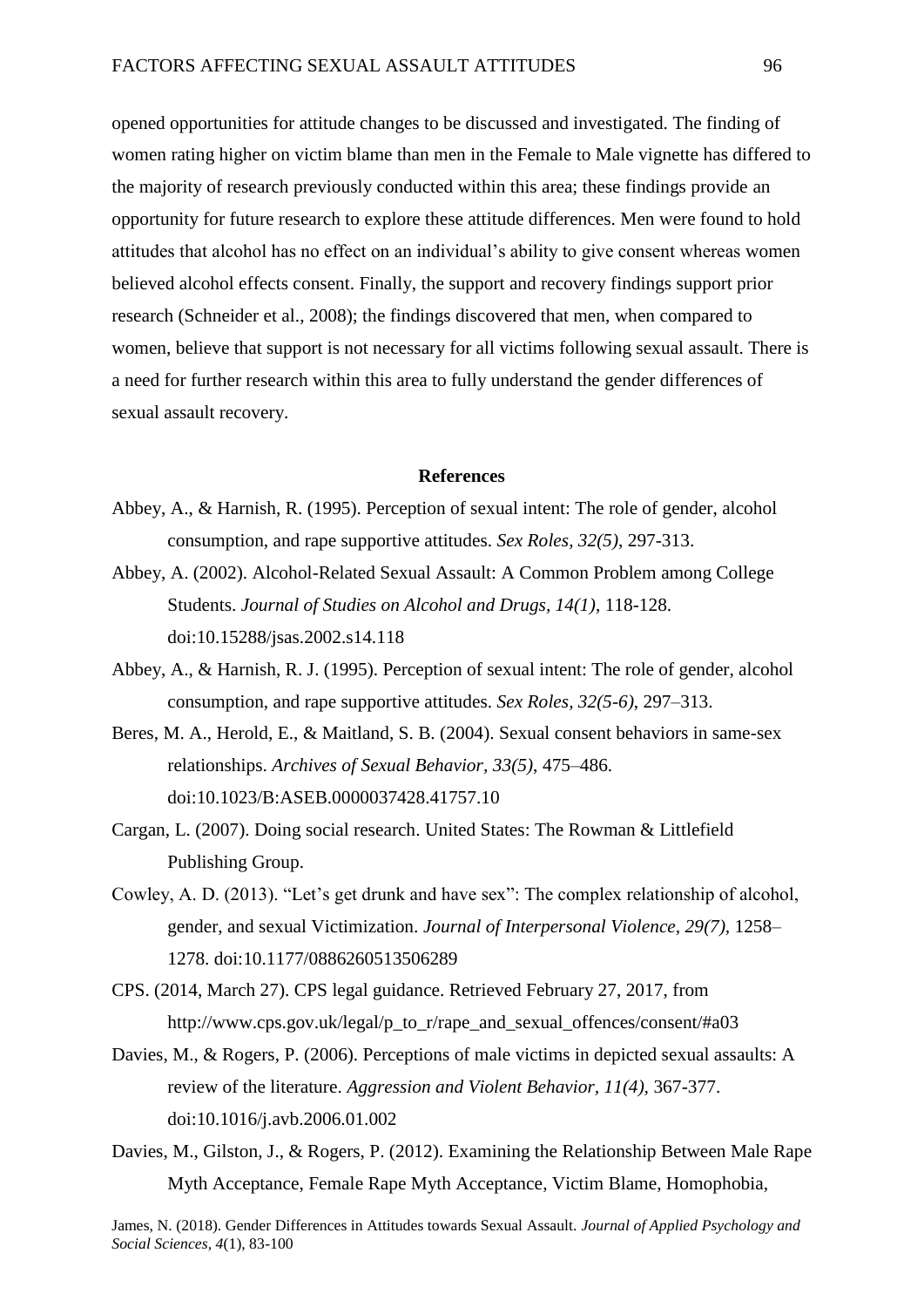opened opportunities for attitude changes to be discussed and investigated. The finding of women rating higher on victim blame than men in the Female to Male vignette has differed to the majority of research previously conducted within this area; these findings provide an opportunity for future research to explore these attitude differences. Men were found to hold attitudes that alcohol has no effect on an individual's ability to give consent whereas women believed alcohol effects consent. Finally, the support and recovery findings support prior research (Schneider et al., 2008); the findings discovered that men, when compared to women, believe that support is not necessary for all victims following sexual assault. There is a need for further research within this area to fully understand the gender differences of sexual assault recovery.

## References

Abbey, A., & Harnish, R. (1995). Perception of sexual intent: The role of gender, alcohol consumption, and rape supportive attitudes. *Sex Roles, 32(5)*, 297-313.

Abbey, A. (2002). Alcohol-Related Sexual Assault: A Common Problem among College Students. *Journal of Studies on Alcohol and Drugs, 14(1)*, 118-128. doi:10.15288/jsas.2002.s14.118

Abbey, A., & Harnish, R. J. (1995). Perception of sexual intent: The role of gender, alcohol consumption, and rape supportive attitudes. *Sex Roles, 32(5-6)*, 297–313.

Beres, M. A., Herold, E., & Maitland, S. B. (2004). Sexual consent behaviors in same-sex relationships. *Archives of Sexual Behavior, 33(5)*, 475–486. doi:10.1023/B:ASEB.0000037428.41757.10

Cargan, L. (2007). Doing social research. United States: The Rowman & Littlefield Publishing Group.

Cowley, A. D. (2013). "Let's get drunk and have sex": The complex relationship of alcohol, gender, and sexual Victimization. *Journal of Interpersonal Violence, 29(7)*, 1258–1278. doi:10.1177/0886260513506289

CPS. (2014, March 27). CPS legal guidance. Retrieved February 27, 2017, from http://www.cps.gov.uk/legal/p_to_r/rape_and_sexual_offences/consent/#a03

Davies, M., & Rogers, P. (2006). Perceptions of male victims in depicted sexual assaults: A review of the literature. *Aggression and Violent Behavior, 11(4)*, 367-377. doi:10.1016/j.avb.2006.01.002

Davies, M., Gilston, J., & Rogers, P. (2012). Examining the Relationship Between Male Rape Myth Acceptance, Female Rape Myth Acceptance, Victim Blame, Homophobia,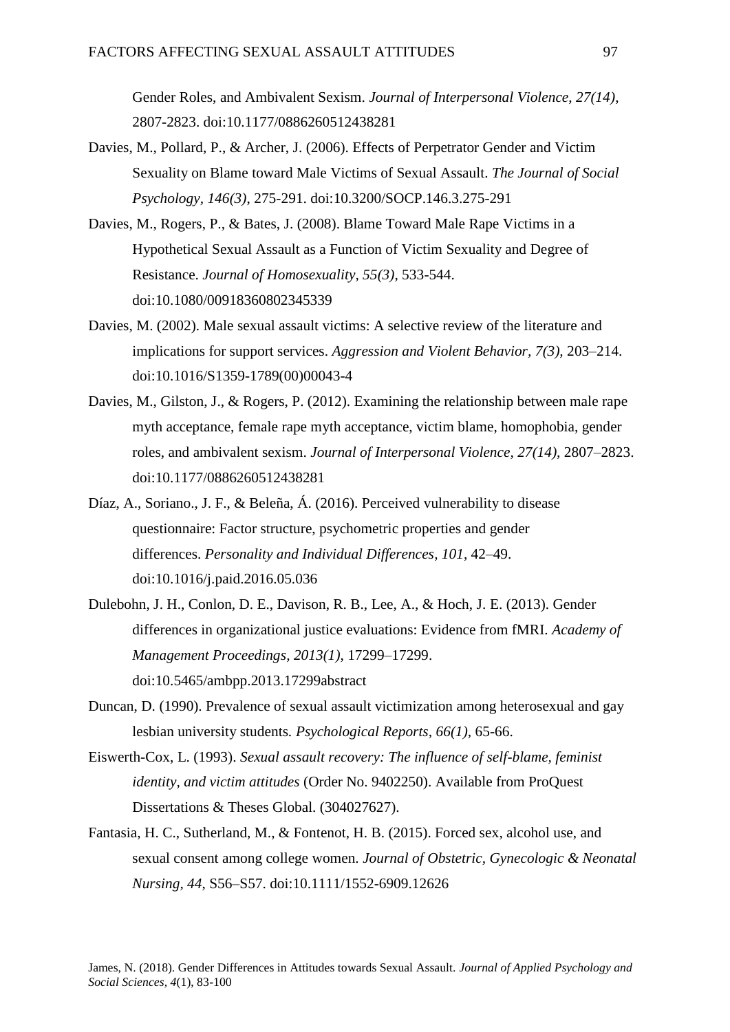Gender Roles, and Ambivalent Sexism. *Journal of Interpersonal Violence, 27(14)*, 2807-2823. doi:10.1177/0886260512438281

Davies, M., Pollard, P., & Archer, J. (2006). Effects of Perpetrator Gender and Victim Sexuality on Blame toward Male Victims of Sexual Assault. *The Journal of Social Psychology, 146(3)*, 275-291. doi:10.3200/SOCP.146.3.275-291

Davies, M., Rogers, P., & Bates, J. (2008). Blame Toward Male Rape Victims in a Hypothetical Sexual Assault as a Function of Victim Sexuality and Degree of Resistance. *Journal of Homosexuality, 55(3)*, 533-544. doi:10.1080/00918360802345339

Davies, M. (2002). Male sexual assault victims: A selective review of the literature and implications for support services. *Aggression and Violent Behavior, 7(3)*, 203–214. doi:10.1016/S1359-1789(00)00043-4

Davies, M., Gilston, J., & Rogers, P. (2012). Examining the relationship between male rape myth acceptance, female rape myth acceptance, victim blame, homophobia, gender roles, and ambivalent sexism. *Journal of Interpersonal Violence, 27(14)*, 2807–2823. doi:10.1177/0886260512438281

Díaz, A., Soriano., J. F., & Beleña, Á. (2016). Perceived vulnerability to disease questionnaire: Factor structure, psychometric properties and gender differences. *Personality and Individual Differences, 101*, 42–49. doi:10.1016/j.paid.2016.05.036

Dulebohn, J. H., Conlon, D. E., Davison, R. B., Lee, A., & Hoch, J. E. (2013). Gender differences in organizational justice evaluations: Evidence from fMRI. *Academy of Management Proceedings, 2013(1)*, 17299–17299. doi:10.5465/ambpp.2013.17299abstract

Duncan, D. (1990). Prevalence of sexual assault victimization among heterosexual and gay lesbian university students. *Psychological Reports, 66(1)*, 65-66.

Eiswerth-Cox, L. (1993). *Sexual assault recovery: The influence of self-blame, feminist identity, and victim attitudes* (Order No. 9402250). Available from ProQuest Dissertations & Theses Global. (304027627).

Fantasia, H. C., Sutherland, M., & Fontenot, H. B. (2015). Forced sex, alcohol use, and sexual consent among college women. *Journal of Obstetric, Gynecologic & Neonatal Nursing, 44*, S56–S57. doi:10.1111/1552-6909.12626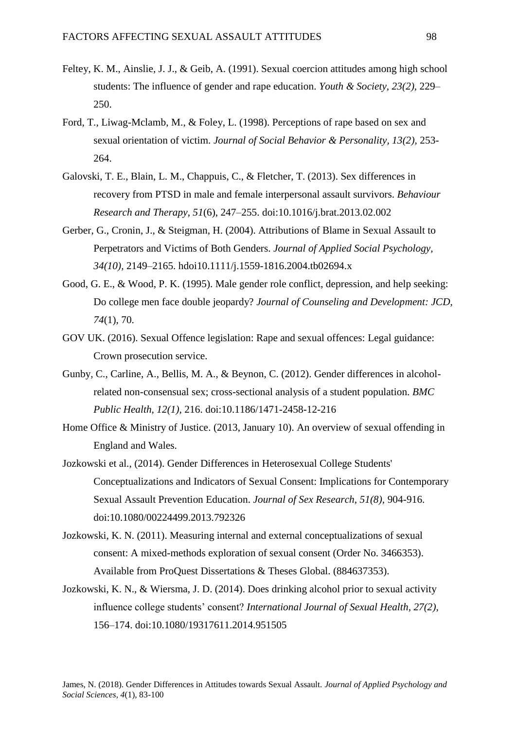Feltey, K. M., Ainslie, J. J., & Geib, A. (1991). Sexual coercion attitudes among high school students: The influence of gender and rape education. *Youth & Society, 23(2)*, 229–250.

Ford, T., Liwag-Mclamb, M., & Foley, L. (1998). Perceptions of rape based on sex and sexual orientation of victim. *Journal of Social Behavior & Personality, 13(2)*, 253-264.

Galovski, T. E., Blain, L. M., Chappuis, C., & Fletcher, T. (2013). Sex differences in recovery from PTSD in male and female interpersonal assault survivors. *Behaviour Research and Therapy*, *51*(6), 247–255. doi:10.1016/j.brat.2013.02.002

Gerber, G., Cronin, J., & Steigman, H. (2004). Attributions of Blame in Sexual Assault to Perpetrators and Victims of Both Genders. *Journal of Applied Social Psychology, 34(10)*, 2149–2165. hdoi10.1111/j.1559-1816.2004.tb02694.x

Good, G. E., & Wood, P. K. (1995). Male gender role conflict, depression, and help seeking: Do college men face double jeopardy? *Journal of Counseling and Development: JCD, 74*(1), 70.

GOV UK. (2016). Sexual Offence legislation: Rape and sexual offences: Legal guidance: Crown prosecution service.

Gunby, C., Carline, A., Bellis, M. A., & Beynon, C. (2012). Gender differences in alcohol-related non-consensual sex; cross-sectional analysis of a student population. *BMC Public Health, 12(1)*, 216. doi:10.1186/1471-2458-12-216

Home Office & Ministry of Justice. (2013, January 10). An overview of sexual offending in England and Wales.

Jozkowski et al., (2014). Gender Differences in Heterosexual College Students' Conceptualizations and Indicators of Sexual Consent: Implications for Contemporary Sexual Assault Prevention Education. *Journal of Sex Research, 51(8)*, 904-916. doi:10.1080/00224499.2013.792326

Jozkowski, K. N. (2011). Measuring internal and external conceptualizations of sexual consent: A mixed-methods exploration of sexual consent (Order No. 3466353). Available from ProQuest Dissertations & Theses Global. (884637353).

Jozkowski, K. N., & Wiersma, J. D. (2014). Does drinking alcohol prior to sexual activity influence college students' consent? *International Journal of Sexual Health, 27(2)*, 156–174. doi:10.1080/19317611.2014.951505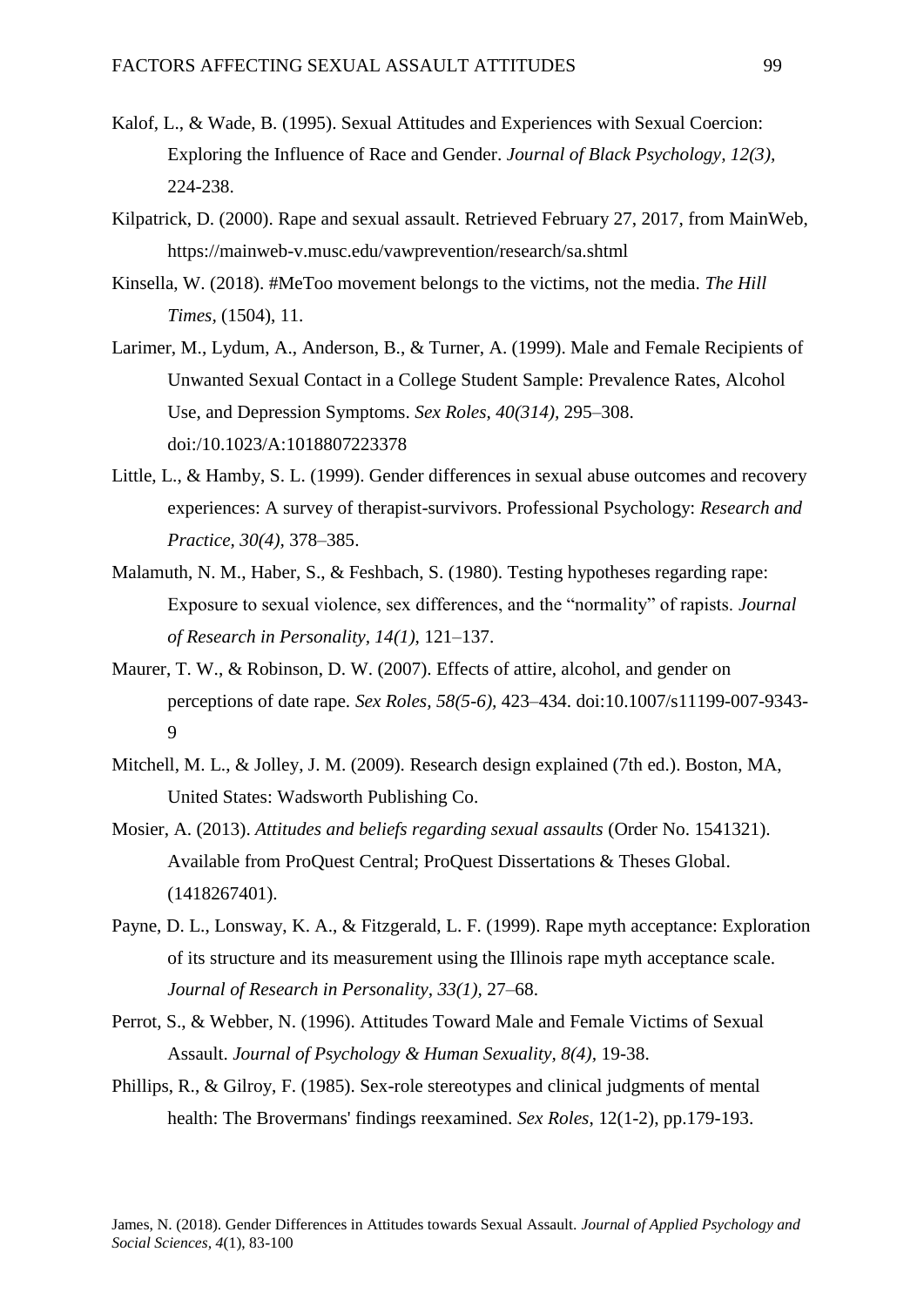Kalof, L., & Wade, B. (1995). Sexual Attitudes and Experiences with Sexual Coercion: Exploring the Influence of Race and Gender. *Journal of Black Psychology, 12(3),* 224-238.

Kilpatrick, D. (2000). Rape and sexual assault. Retrieved February 27, 2017, from MainWeb, https://mainweb-v.musc.edu/vawprevention/research/sa.shtml

Kinsella, W. (2018). #MeToo movement belongs to the victims, not the media. *The Hill Times,* (1504), 11.

Larimer, M., Lydum, A., Anderson, B., & Turner, A. (1999). Male and Female Recipients of Unwanted Sexual Contact in a College Student Sample: Prevalence Rates, Alcohol Use, and Depression Symptoms. *Sex Roles, 40(314),* 295–308. doi:/10.1023/A:1018807223378

Little, L., & Hamby, S. L. (1999). Gender differences in sexual abuse outcomes and recovery experiences: A survey of therapist-survivors. Professional Psychology: *Research and Practice, 30(4),* 378–385.

Malamuth, N. M., Haber, S., & Feshbach, S. (1980). Testing hypotheses regarding rape: Exposure to sexual violence, sex differences, and the "normality" of rapists. *Journal of Research in Personality, 14(1),* 121–137.

Maurer, T. W., & Robinson, D. W. (2007). Effects of attire, alcohol, and gender on perceptions of date rape. *Sex Roles, 58(5-6),* 423–434. doi:10.1007/s11199-007-9343-9

Mitchell, M. L., & Jolley, J. M. (2009). Research design explained (7th ed.). Boston, MA, United States: Wadsworth Publishing Co.

Mosier, A. (2013). *Attitudes and beliefs regarding sexual assaults* (Order No. 1541321). Available from ProQuest Central; ProQuest Dissertations & Theses Global. (1418267401).

Payne, D. L., Lonsway, K. A., & Fitzgerald, L. F. (1999). Rape myth acceptance: Exploration of its structure and its measurement using the Illinois rape myth acceptance scale. *Journal of Research in Personality, 33(1),* 27–68.

Perrot, S., & Webber, N. (1996). Attitudes Toward Male and Female Victims of Sexual Assault. *Journal of Psychology & Human Sexuality, 8(4),* 19-38.

Phillips, R., & Gilroy, F. (1985). Sex-role stereotypes and clinical judgments of mental health: The Brovermans' findings reexamined. *Sex Roles,* 12(1-2), pp.179-193.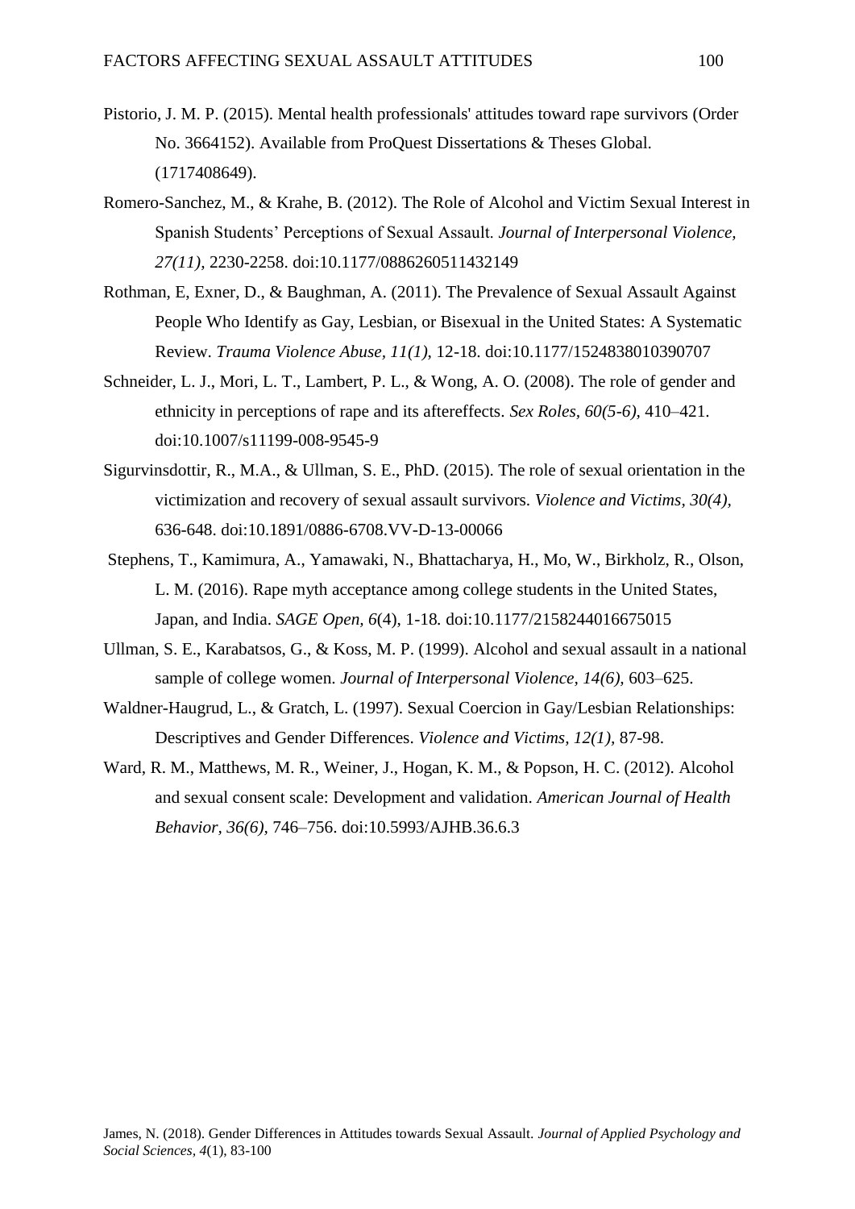Pistorio, J. M. P. (2015). Mental health professionals' attitudes toward rape survivors (Order No. 3664152). Available from ProQuest Dissertations & Theses Global. (1717408649).

Romero-Sanchez, M., & Krahe, B. (2012). The Role of Alcohol and Victim Sexual Interest in Spanish Students' Perceptions of Sexual Assault. *Journal of Interpersonal Violence, 27(11),* 2230-2258. doi:10.1177/0886260511432149

Rothman, E, Exner, D., & Baughman, A. (2011). The Prevalence of Sexual Assault Against People Who Identify as Gay, Lesbian, or Bisexual in the United States: A Systematic Review. *Trauma Violence Abuse, 11(1)*, 12-18. doi:10.1177/1524838010390707

Schneider, L. J., Mori, L. T., Lambert, P. L., & Wong, A. O. (2008). The role of gender and ethnicity in perceptions of rape and its aftereffects. *Sex Roles, 60(5-6),* 410–421. doi:10.1007/s11199-008-9545-9

Sigurvinsdottir, R., M.A., & Ullman, S. E., PhD. (2015). The role of sexual orientation in the victimization and recovery of sexual assault survivors. *Violence and Victims, 30(4),* 636-648. doi:10.1891/0886-6708.VV-D-13-00066

Stephens, T., Kamimura, A., Yamawaki, N., Bhattacharya, H., Mo, W., Birkholz, R., Olson, L. M. (2016). Rape myth acceptance among college students in the United States, Japan, and India. *SAGE Open, 6*(4), 1-18*.* doi:10.1177/2158244016675015

Ullman, S. E., Karabatsos, G., & Koss, M. P. (1999). Alcohol and sexual assault in a national sample of college women. *Journal of Interpersonal Violence, 14(6),* 603–625.

Waldner-Haugrud, L., & Gratch, L. (1997). Sexual Coercion in Gay/Lesbian Relationships: Descriptives and Gender Differences. *Violence and Victims, 12(1),* 87-98.

Ward, R. M., Matthews, M. R., Weiner, J., Hogan, K. M., & Popson, H. C. (2012). Alcohol and sexual consent scale: Development and validation. *American Journal of Health Behavior, 36(6),* 746–756. doi:10.5993/AJHB.36.6.3